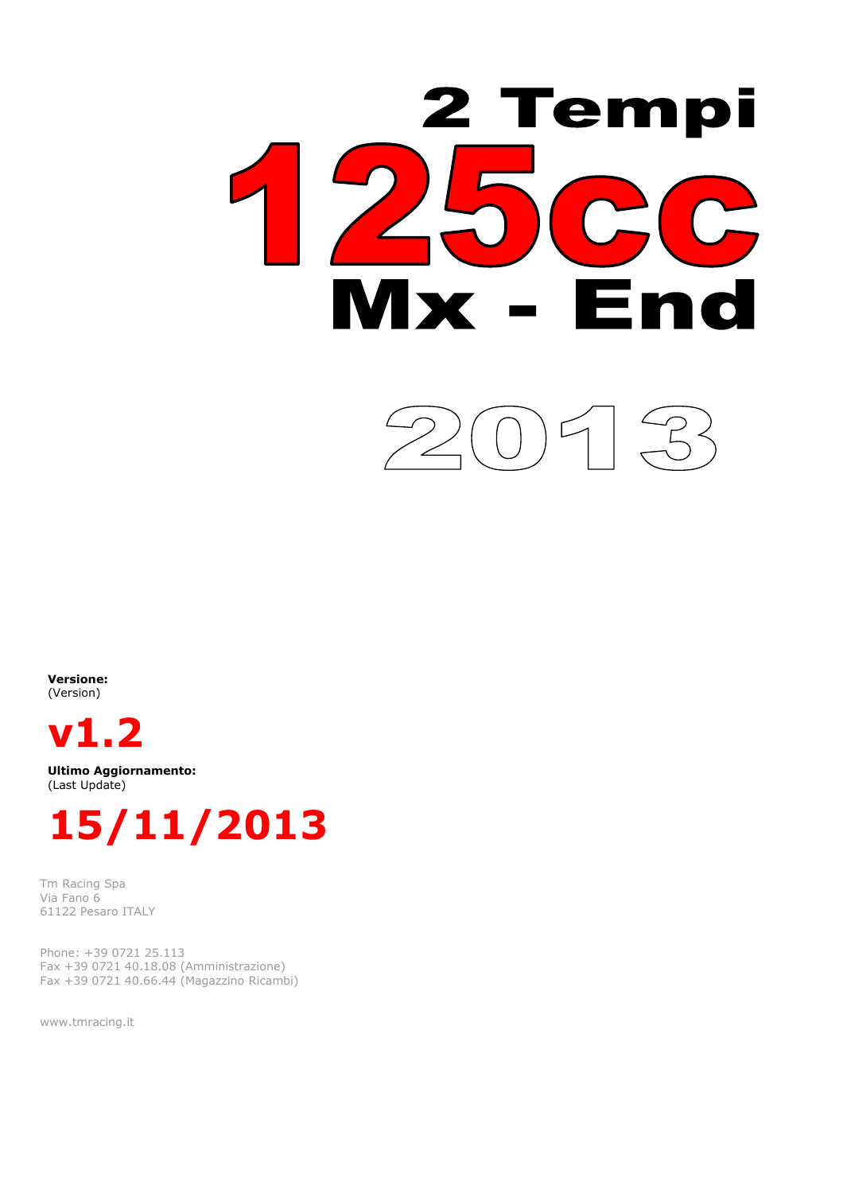# 2 Tempi

# 125cc

# Mx - End

# 2013

**Versione:**
(Version)

## v1.2

**Ultimo Aggiornamento:**
(Last Update)

## 15/11/2013

Tm Racing Spa
Via Fano 6
61122 Pesaro ITALY

Phone: +39 0721 25.113
Fax +39 0721 40.18.08 (Amministrazione)
Fax +39 0721 40.66.44 (Magazzino Ricambi)

www.tmracing.it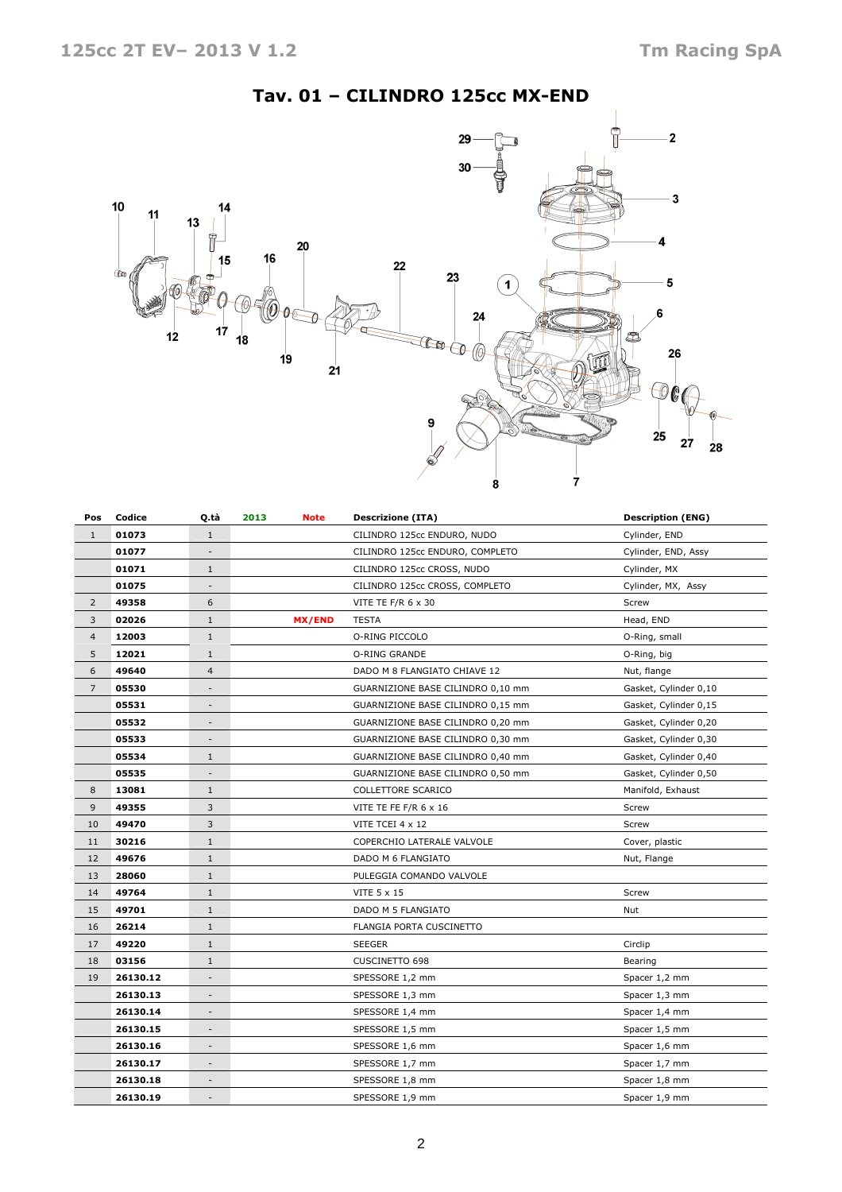# Tav. 01 – CILINDRO 125cc MX-END

| Pos | Codice | Q.tà | 2013 | Note | Descrizione (ITA) | Description (ENG) |
|---|---|---|---|---|---|---|
| 1 | **01073** | 1 | | | CILINDRO 125cc ENDURO, NUDO | Cylinder, END |
| | **01077** | - | | | CILINDRO 125cc ENDURO, COMPLETO | Cylinder, END, Assy |
| | **01071** | 1 | | | CILINDRO 125cc CROSS, NUDO | Cylinder, MX |
| | **01075** | - | | | CILINDRO 125cc CROSS, COMPLETO | Cylinder, MX, Assy |
| 2 | **49358** | 6 | | | VITE TE F/R 6 x 30 | Screw |
| 3 | **02026** | 1 | | **MX/END** | TESTA | Head, END |
| 4 | **12003** | 1 | | | O-RING PICCOLO | O-Ring, small |
| 5 | **12021** | 1 | | | O-RING GRANDE | O-Ring, big |
| 6 | **49640** | 4 | | | DADO M 8 FLANGIATO CHIAVE 12 | Nut, flange |
| 7 | **05530** | - | | | GUARNIZIONE BASE CILINDRO 0,10 mm | Gasket, Cylinder 0,10 |
| | **05531** | - | | | GUARNIZIONE BASE CILINDRO 0,15 mm | Gasket, Cylinder 0,15 |
| | **05532** | - | | | GUARNIZIONE BASE CILINDRO 0,20 mm | Gasket, Cylinder 0,20 |
| | **05533** | - | | | GUARNIZIONE BASE CILINDRO 0,30 mm | Gasket, Cylinder 0,30 |
| | **05534** | 1 | | | GUARNIZIONE BASE CILINDRO 0,40 mm | Gasket, Cylinder 0,40 |
| | **05535** | - | | | GUARNIZIONE BASE CILINDRO 0,50 mm | Gasket, Cylinder 0,50 |
| 8 | **13081** | 1 | | | COLLETTORE SCARICO | Manifold, Exhaust |
| 9 | **49355** | 3 | | | VITE TE FE F/R 6 x 16 | Screw |
| 10 | **49470** | 3 | | | VITE TCEI 4 x 12 | Screw |
| 11 | **30216** | 1 | | | COPERCHIO LATERALE VALVOLE | Cover, plastic |
| 12 | **49676** | 1 | | | DADO M 6 FLANGIATO | Nut, Flange |
| 13 | **28060** | 1 | | | PULEGGIA COMANDO VALVOLE | |
| 14 | **49764** | 1 | | | VITE 5 x 15 | Screw |
| 15 | **49701** | 1 | | | DADO M 5 FLANGIATO | Nut |
| 16 | **26214** | 1 | | | FLANGIA PORTA CUSCINETTO | |
| 17 | **49220** | 1 | | | SEEGER | Circlip |
| 18 | **03156** | 1 | | | CUSCINETTO 698 | Bearing |
| 19 | **26130.12** | - | | | SPESSORE 1,2 mm | Spacer 1,2 mm |
| | **26130.13** | - | | | SPESSORE 1,3 mm | Spacer 1,3 mm |
| | **26130.14** | - | | | SPESSORE 1,4 mm | Spacer 1,4 mm |
| | **26130.15** | - | | | SPESSORE 1,5 mm | Spacer 1,5 mm |
| | **26130.16** | - | | | SPESSORE 1,6 mm | Spacer 1,6 mm |
| | **26130.17** | - | | | SPESSORE 1,7 mm | Spacer 1,7 mm |
| | **26130.18** | - | | | SPESSORE 1,8 mm | Spacer 1,8 mm |
| | **26130.19** | - | | | SPESSORE 1,9 mm | Spacer 1,9 mm |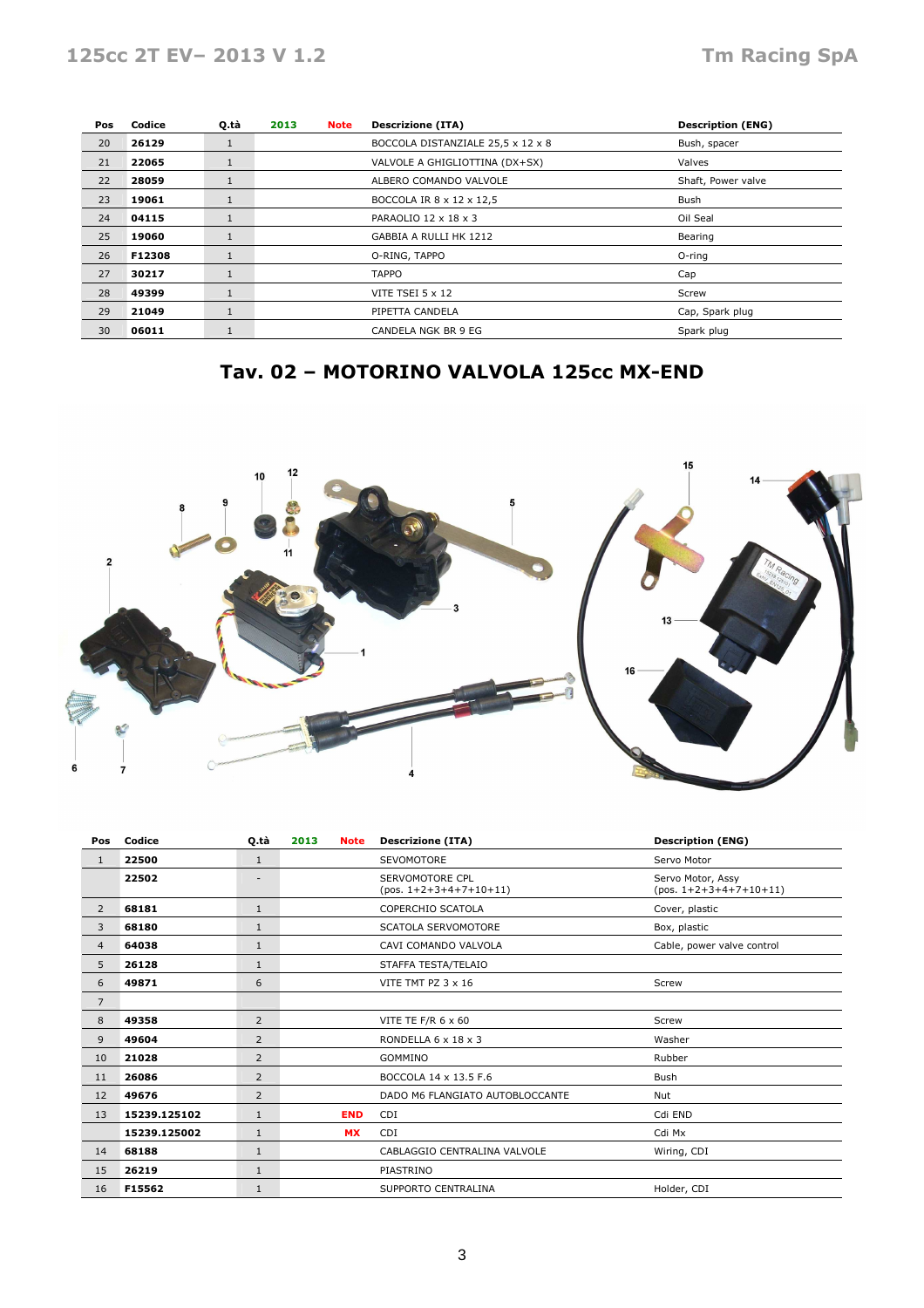| Pos | Codice | Q.tà | 2013 | Note | Descrizione (ITA) | Description (ENG) |
|---|---|---|---|---|---|---|
| 20 | **26129** | 1 | | | BOCCOLA DISTANZIALE 25,5 x 12 x 8 | Bush, spacer |
| 21 | **22065** | 1 | | | VALVOLE A GHIGLIOTTINA (DX+SX) | Valves |
| 22 | **28059** | 1 | | | ALBERO COMANDO VALVOLE | Shaft, Power valve |
| 23 | **19061** | 1 | | | BOCCOLA IR 8 x 12 x 12,5 | Bush |
| 24 | **04115** | 1 | | | PARAOLIO 12 x 18 x 3 | Oil Seal |
| 25 | **19060** | 1 | | | GABBIA A RULLI HK 1212 | Bearing |
| 26 | **F12308** | 1 | | | O-RING, TAPPO | O-ring |
| 27 | **30217** | 1 | | | TAPPO | Cap |
| 28 | **49399** | 1 | | | VITE TSEI 5 x 12 | Screw |
| 29 | **21049** | 1 | | | PIPETTA CANDELA | Cap, Spark plug |
| 30 | **06011** | 1 | | | CANDELA NGK BR 9 EG | Spark plug |

## Tav. 02 – MOTORINO VALVOLA 125cc MX-END

| Pos | Codice | Q.tà | 2013 | Note | Descrizione (ITA) | Description (ENG) |
|---|---|---|---|---|---|---|
| 1 | **22500** | 1 | | | SEVOMOTORE | Servo Motor |
| | **22502** | - | | | SERVOMOTORE CPL (pos. 1+2+3+4+7+10+11) | Servo Motor, Assy (pos. 1+2+3+4+7+10+11) |
| 2 | **68181** | 1 | | | COPERCHIO SCATOLA | Cover, plastic |
| 3 | **68180** | 1 | | | SCATOLA SERVOMOTORE | Box, plastic |
| 4 | **64038** | 1 | | | CAVI COMANDO VALVOLA | Cable, power valve control |
| 5 | **26128** | 1 | | | STAFFA TESTA/TELAIO | |
| 6 | **49871** | 6 | | | VITE TMT PZ 3 x 16 | Screw |
| 7 | | | | | | |
| 8 | **49358** | 2 | | | VITE TE F/R 6 x 60 | Screw |
| 9 | **49604** | 2 | | | RONDELLA 6 x 18 x 3 | Washer |
| 10 | **21028** | 2 | | | GOMMINO | Rubber |
| 11 | **26086** | 2 | | | BOCCOLA 14 x 13.5 F.6 | Bush |
| 12 | **49676** | 2 | | | DADO M6 FLANGIATO AUTOBLOCCANTE | Nut |
| 13 | **15239.125102** | 1 | | **END** | CDI | Cdi END |
| | **15239.125002** | 1 | | **MX** | CDI | Cdi Mx |
| 14 | **68188** | 1 | | | CABLAGGIO CENTRALINA VALVOLE | Wiring, CDI |
| 15 | **26219** | 1 | | | PIASTRINO | |
| 16 | **F15562** | 1 | | | SUPPORTO CENTRALINA | Holder, CDI |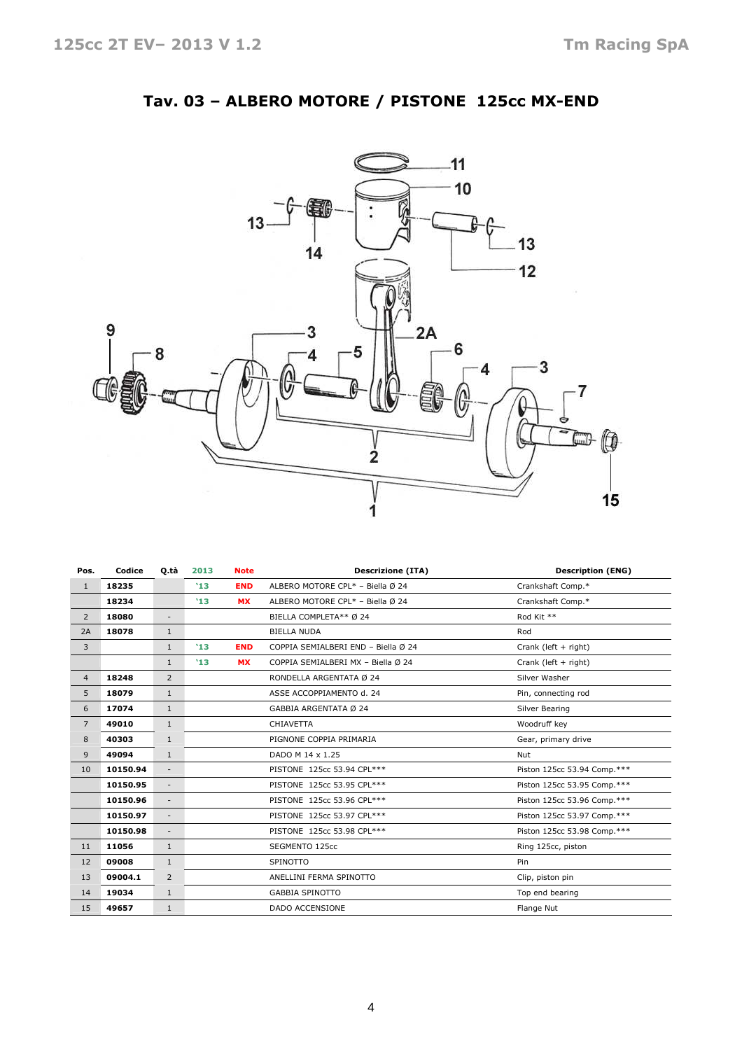## Tav. 03 – ALBERO MOTORE / PISTONE 125cc MX-END

| Pos. | Codice | Q.tà | 2013 | Note | Descrizione (ITA) | Description (ENG) |
|---|---|---|---|---|---|---|
| 1 | **18235** | | '13 | END | ALBERO MOTORE CPL* – Biella Ø 24 | Crankshaft Comp.* |
| | **18234** | | '13 | MX | ALBERO MOTORE CPL* – Biella Ø 24 | Crankshaft Comp.* |
| 2 | **18080** | - | | | BIELLA COMPLETA** Ø 24 | Rod Kit ** |
| 2A | **18078** | 1 | | | BIELLA NUDA | Rod |
| 3 | | 1 | '13 | END | COPPIA SEMIALBERI END – Biella Ø 24 | Crank (left + right) |
| | | 1 | '13 | MX | COPPIA SEMIALBERI MX – Biella Ø 24 | Crank (left + right) |
| 4 | **18248** | 2 | | | RONDELLA ARGENTATA Ø 24 | Silver Washer |
| 5 | **18079** | 1 | | | ASSE ACCOPPIAMENTO d. 24 | Pin, connecting rod |
| 6 | **17074** | 1 | | | GABBIA ARGENTATA Ø 24 | Silver Bearing |
| 7 | **49010** | 1 | | | CHIAVETTA | Woodruff key |
| 8 | **40303** | 1 | | | PIGNONE COPPIA PRIMARIA | Gear, primary drive |
| 9 | **49094** | 1 | | | DADO M 14 x 1.25 | Nut |
| 10 | **10150.94** | - | | | PISTONE 125cc 53.94 CPL*** | Piston 125cc 53.94 Comp.*** |
| | **10150.95** | - | | | PISTONE 125cc 53.95 CPL*** | Piston 125cc 53.95 Comp.*** |
| | **10150.96** | - | | | PISTONE 125cc 53.96 CPL*** | Piston 125cc 53.96 Comp.*** |
| | **10150.97** | - | | | PISTONE 125cc 53.97 CPL*** | Piston 125cc 53.97 Comp.*** |
| | **10150.98** | - | | | PISTONE 125cc 53.98 CPL*** | Piston 125cc 53.98 Comp.*** |
| 11 | **11056** | 1 | | | SEGMENTO 125cc | Ring 125cc, piston |
| 12 | **09008** | 1 | | | SPINOTTO | Pin |
| 13 | **09004.1** | 2 | | | ANELLINI FERMA SPINOTTO | Clip, piston pin |
| 14 | **19034** | 1 | | | GABBIA SPINOTTO | Top end bearing |
| 15 | **49657** | 1 | | | DADO ACCENSIONE | Flange Nut |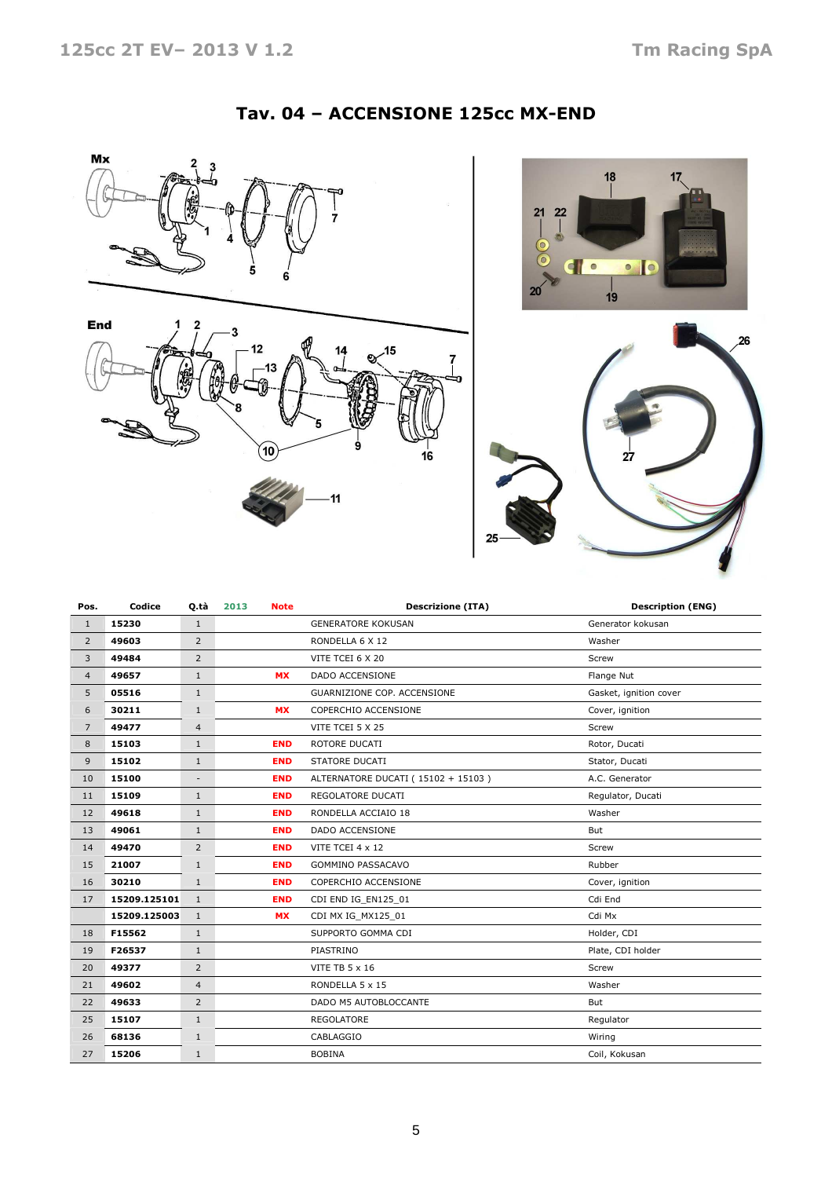# Tav. 04 – ACCENSIONE 125cc MX-END

| Pos. | Codice | Q.tà | 2013 | Note | Descrizione (ITA) | Description (ENG) |
|---|---|---|---|---|---|---|
| 1 | 15230 | 1 | | | GENERATORE KOKUSAN | Generator kokusan |
| 2 | 49603 | 2 | | | RONDELLA 6 X 12 | Washer |
| 3 | 49484 | 2 | | | VITE TCEI 6 X 20 | Screw |
| 4 | 49657 | 1 | | MX | DADO ACCENSIONE | Flange Nut |
| 5 | 05516 | 1 | | | GUARNIZIONE COP. ACCENSIONE | Gasket, ignition cover |
| 6 | 30211 | 1 | | MX | COPERCHIO ACCENSIONE | Cover, ignition |
| 7 | 49477 | 4 | | | VITE TCEI 5 X 25 | Screw |
| 8 | 15103 | 1 | | END | ROTORE DUCATI | Rotor, Ducati |
| 9 | 15102 | 1 | | END | STATORE DUCATI | Stator, Ducati |
| 10 | 15100 | - | | END | ALTERNATORE DUCATI ( 15102 + 15103 ) | A.C. Generator |
| 11 | 15109 | 1 | | END | REGOLATORE DUCATI | Regulator, Ducati |
| 12 | 49618 | 1 | | END | RONDELLA ACCIAIO 18 | Washer |
| 13 | 49061 | 1 | | END | DADO ACCENSIONE | But |
| 14 | 49470 | 2 | | END | VITE TCEI 4 x 12 | Screw |
| 15 | 21007 | 1 | | END | GOMMINO PASSACAVO | Rubber |
| 16 | 30210 | 1 | | END | COPERCHIO ACCENSIONE | Cover, ignition |
| 17 | 15209.125101 | 1 | | END | CDI END IG_EN125_01 | Cdi End |
| | 15209.125003 | 1 | | MX | CDI MX IG_MX125_01 | Cdi Mx |
| 18 | F15562 | 1 | | | SUPPORTO GOMMA CDI | Holder, CDI |
| 19 | F26537 | 1 | | | PIASTRINO | Plate, CDI holder |
| 20 | 49377 | 2 | | | VITE TB 5 x 16 | Screw |
| 21 | 49602 | 4 | | | RONDELLA 5 x 15 | Washer |
| 22 | 49633 | 2 | | | DADO M5 AUTOBLOCCANTE | But |
| 25 | 15107 | 1 | | | REGOLATORE | Regulator |
| 26 | 68136 | 1 | | | CABLAGGIO | Wiring |
| 27 | 15206 | 1 | | | BOBINA | Coil, Kokusan |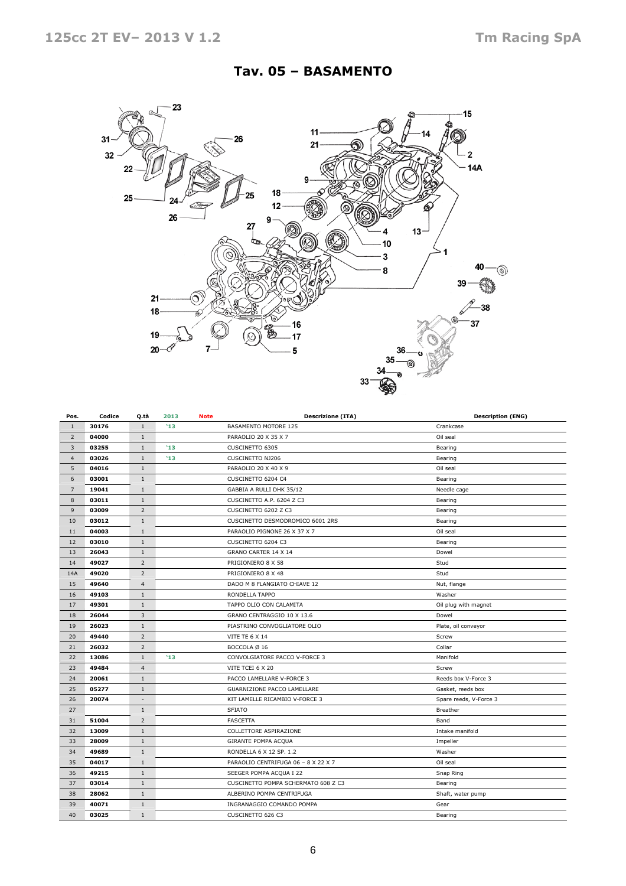# Tav. 05 – BASAMENTO

| Pos. | Codice | Q.tà | 2013 | Note | Descrizione (ITA) | Description (ENG) |
|---|---|---|---|---|---|---|
| 1 | 30176 | 1 | '13 | | BASAMENTO MOTORE 125 | Crankcase |
| 2 | 04000 | 1 | | | PARAOLIO 20 X 35 X 7 | Oil seal |
| 3 | 03255 | 1 | '13 | | CUSCINETTO 6305 | Bearing |
| 4 | 03026 | 1 | '13 | | CUSCINETTO NJ206 | Bearing |
| 5 | 04016 | 1 | | | PARAOLIO 20 X 40 X 9 | Oil seal |
| 6 | 03001 | 1 | | | CUSCINETTO 6204 C4 | Bearing |
| 7 | 19041 | 1 | | | GABBIA A RULLI DHK 35/12 | Needle cage |
| 8 | 03011 | 1 | | | CUSCINETTO A.P. 6204 Z C3 | Bearing |
| 9 | 03009 | 2 | | | CUSCINETTO 6202 Z C3 | Bearing |
| 10 | 03012 | 1 | | | CUSCINETTO DESMODROMICO 6001 2RS | Bearing |
| 11 | 04003 | 1 | | | PARAOLIO PIGNONE 26 X 37 X 7 | Oil seal |
| 12 | 03010 | 1 | | | CUSCINETTO 6204 C3 | Bearing |
| 13 | 26043 | 1 | | | GRANO CARTER 14 X 14 | Dowel |
| 14 | 49027 | 2 | | | PRIGIONIERO 8 X 58 | Stud |
| 14A | 49020 | 2 | | | PRIGIONIERO 8 X 48 | Stud |
| 15 | 49640 | 4 | | | DADO M 8 FLANGIATO CHIAVE 12 | Nut, flange |
| 16 | 49103 | 1 | | | RONDELLA TAPPO | Washer |
| 17 | 49301 | 1 | | | TAPPO OLIO CON CALAMITA | Oil plug with magnet |
| 18 | 26044 | 3 | | | GRANO CENTRAGGIO 10 X 13.6 | Dowel |
| 19 | 26023 | 1 | | | PIASTRINO CONVOGLIATORE OLIO | Plate, oil conveyor |
| 20 | 49440 | 2 | | | VITE TE 6 X 14 | Screw |
| 21 | 26032 | 2 | | | BOCCOLA Ø 16 | Collar |
| 22 | 13086 | 1 | '13 | | CONVOLGIATORE PACCO V-FORCE 3 | Manifold |
| 23 | 49484 | 4 | | | VITE TCEI 6 X 20 | Screw |
| 24 | 20061 | 1 | | | PACCO LAMELLARE V-FORCE 3 | Reeds box V-Force 3 |
| 25 | 05277 | 1 | | | GUARNIZIONE PACCO LAMELLARE | Gasket, reeds box |
| 26 | 20074 | - | | | KIT LAMELLE RICAMBIO V-FORCE 3 | Spare reeds, V-Force 3 |
| 27 | | 1 | | | SFIATO | Breather |
| 31 | 51004 | 2 | | | FASCETTA | Band |
| 32 | 13009 | 1 | | | COLLETTORE ASPIRAZIONE | Intake manifold |
| 33 | 28009 | 1 | | | GIRANTE POMPA ACQUA | Impeller |
| 34 | 49689 | 1 | | | RONDELLA 6 X 12 SP. 1.2 | Washer |
| 35 | 04017 | 1 | | | PARAOLIO CENTRIFUGA 06 – 8 X 22 X 7 | Oil seal |
| 36 | 49215 | 1 | | | SEEGER POMPA ACQUA I 22 | Snap Ring |
| 37 | 03014 | 1 | | | CUSCINETTO POMPA SCHERMATO 608 Z C3 | Bearing |
| 38 | 28062 | 1 | | | ALBERINO POMPA CENTRIFUGA | Shaft, water pump |
| 39 | 40071 | 1 | | | INGRANAGGIO COMANDO POMPA | Gear |
| 40 | 03025 | 1 | | | CUSCINETTO 626 C3 | Bearing |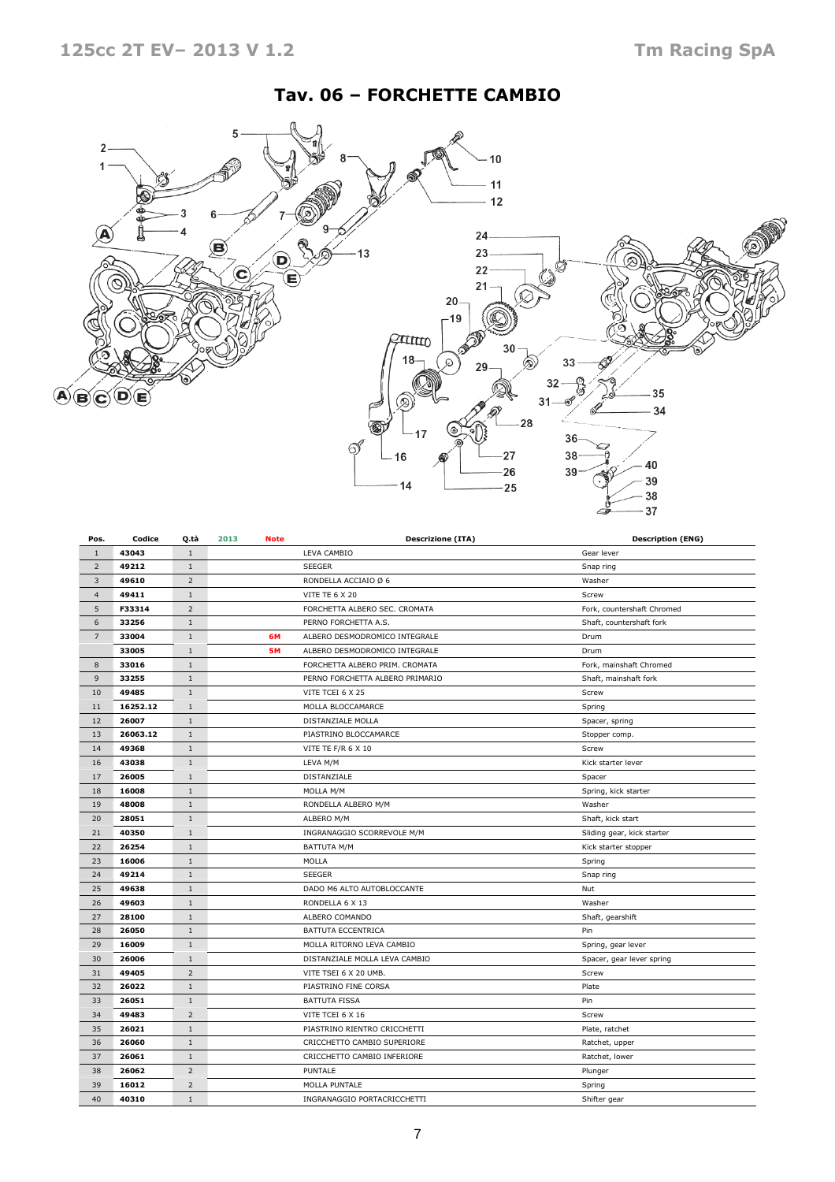# Tav. 06 – FORCHETTE CAMBIO

| Pos. | Codice | Q.tà | 2013 | Note | Descrizione (ITA) | Description (ENG) |
|---|---|---|---|---|---|---|
| 1 | 43043 | 1 | | | LEVA CAMBIO | Gear lever |
| 2 | 49212 | 1 | | | SEEGER | Snap ring |
| 3 | 49610 | 2 | | | RONDELLA ACCIAIO Ø 6 | Washer |
| 4 | 49411 | 1 | | | VITE TE 6 X 20 | Screw |
| 5 | F33314 | 2 | | | FORCHETTA ALBERO SEC. CROMATA | Fork, countershaft Chromed |
| 6 | 33256 | 1 | | | PERNO FORCHETTA A.S. | Shaft, countershaft fork |
| 7 | 33004 | 1 | | 6M | ALBERO DESMODROMICO INTEGRALE | Drum |
| | 33005 | 1 | | 5M | ALBERO DESMODROMICO INTEGRALE | Drum |
| 8 | 33016 | 1 | | | FORCHETTA ALBERO PRIM. CROMATA | Fork, mainshaft Chromed |
| 9 | 33255 | 1 | | | PERNO FORCHETTA ALBERO PRIMARIO | Shaft, mainshaft fork |
| 10 | 49485 | 1 | | | VITE TCEI 6 X 25 | Screw |
| 11 | 16252.12 | 1 | | | MOLLA BLOCCAMARCE | Spring |
| 12 | 26007 | 1 | | | DISTANZIALE MOLLA | Spacer, spring |
| 13 | 26063.12 | 1 | | | PIASTRINO BLOCCAMARCE | Stopper comp. |
| 14 | 49368 | 1 | | | VITE TE F/R 6 X 10 | Screw |
| 16 | 43038 | 1 | | | LEVA M/M | Kick starter lever |
| 17 | 26005 | 1 | | | DISTANZIALE | Spacer |
| 18 | 16008 | 1 | | | MOLLA M/M | Spring, kick starter |
| 19 | 48008 | 1 | | | RONDELLA ALBERO M/M | Washer |
| 20 | 28051 | 1 | | | ALBERO M/M | Shaft, kick start |
| 21 | 40350 | 1 | | | INGRANAGGIO SCORREVOLE M/M | Sliding gear, kick starter |
| 22 | 26254 | 1 | | | BATTUTA M/M | Kick starter stopper |
| 23 | 16006 | 1 | | | MOLLA | Spring |
| 24 | 49214 | 1 | | | SEEGER | Snap ring |
| 25 | 49638 | 1 | | | DADO M6 ALTO AUTOBLOCCANTE | Nut |
| 26 | 49603 | 1 | | | RONDELLA 6 X 13 | Washer |
| 27 | 28100 | 1 | | | ALBERO COMANDO | Shaft, gearshift |
| 28 | 26050 | 1 | | | BATTUTA ECCENTRICA | Pin |
| 29 | 16009 | 1 | | | MOLLA RITORNO LEVA CAMBIO | Spring, gear lever |
| 30 | 26006 | 1 | | | DISTANZIALE MOLLA LEVA CAMBIO | Spacer, gear lever spring |
| 31 | 49405 | 2 | | | VITE TSEI 6 X 20 UMB. | Screw |
| 32 | 26022 | 1 | | | PIASTRINO FINE CORSA | Plate |
| 33 | 26051 | 1 | | | BATTUTA FISSA | Pin |
| 34 | 49483 | 2 | | | VITE TCEI 6 X 16 | Screw |
| 35 | 26021 | 1 | | | PIASTRINO RIENTRO CRICCHETTI | Plate, ratchet |
| 36 | 26060 | 1 | | | CRICCHETTO CAMBIO SUPERIORE | Ratchet, upper |
| 37 | 26061 | 1 | | | CRICCHETTO CAMBIO INFERIORE | Ratchet, lower |
| 38 | 26062 | 2 | | | PUNTALE | Plunger |
| 39 | 16012 | 2 | | | MOLLA PUNTALE | Spring |
| 40 | 40310 | 1 | | | INGRANAGGIO PORTACRICCHETTI | Shifter gear |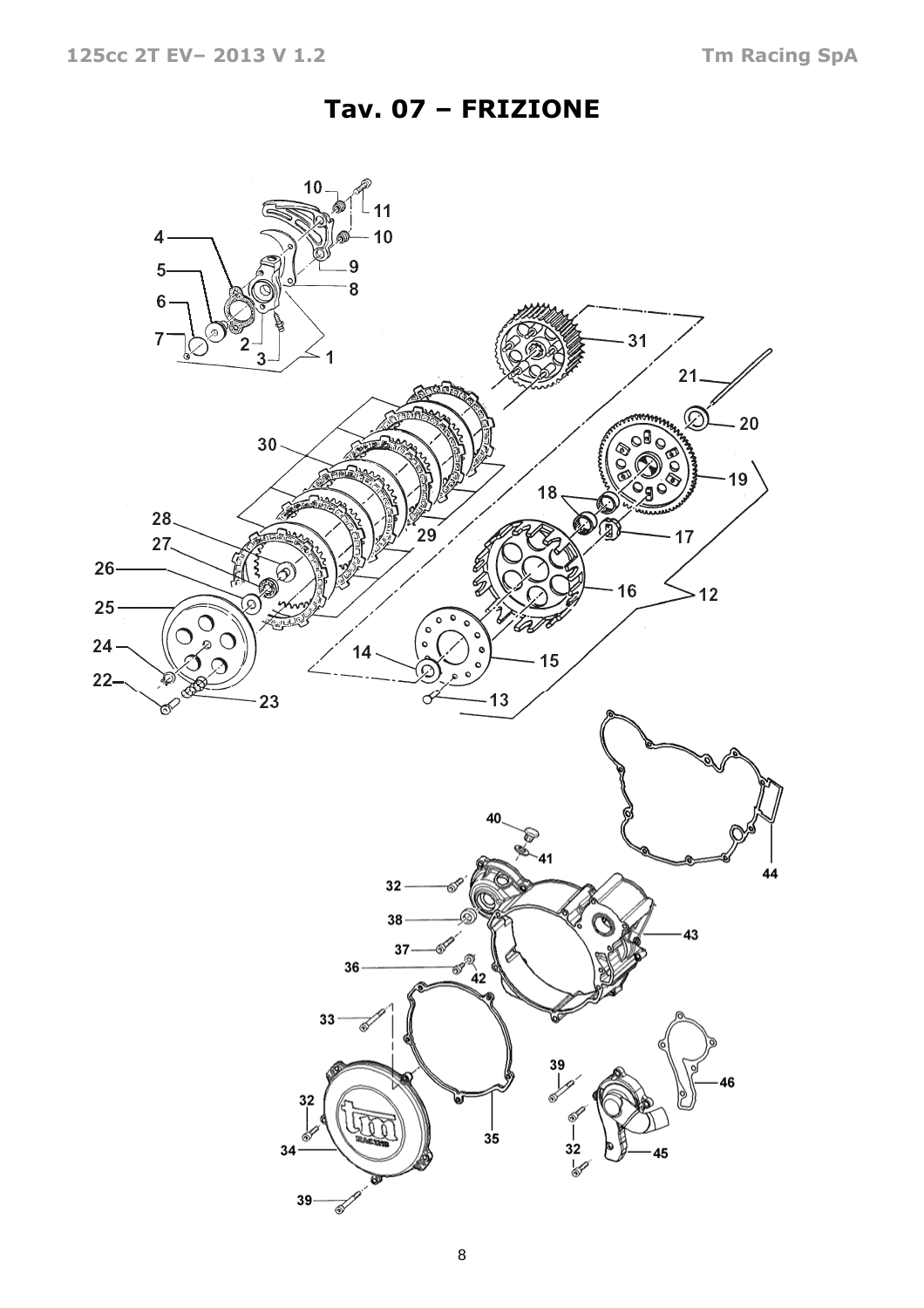# Tav. 07 – FRIZIONE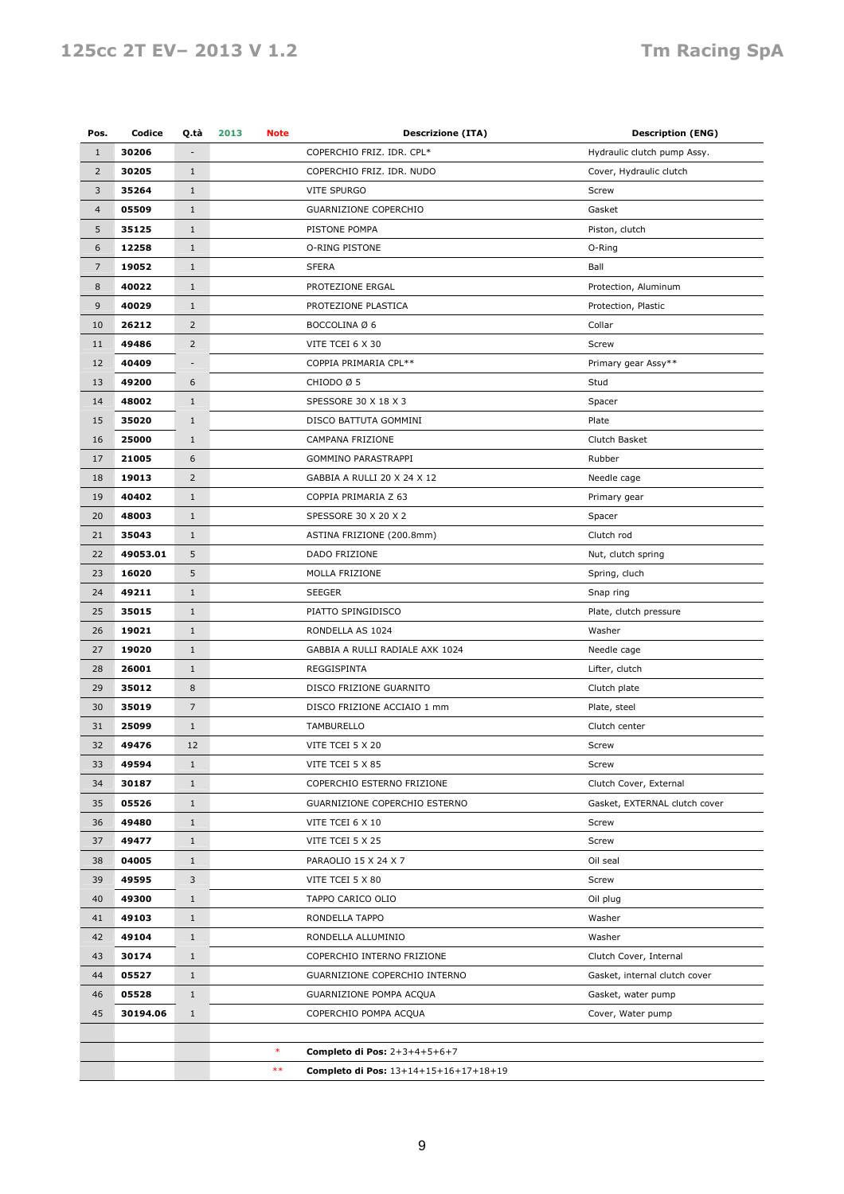| Pos. | Codice | Q.tà | 2013 | Note | Descrizione (ITA) | Description (ENG) |
|---|---|---|---|---|---|---|
| 1 | **30206** | - | | | COPERCHIO FRIZ. IDR. CPL* | Hydraulic clutch pump Assy. |
| 2 | **30205** | 1 | | | COPERCHIO FRIZ. IDR. NUDO | Cover, Hydraulic clutch |
| 3 | **35264** | 1 | | | VITE SPURGO | Screw |
| 4 | **05509** | 1 | | | GUARNIZIONE COPERCHIO | Gasket |
| 5 | **35125** | 1 | | | PISTONE POMPA | Piston, clutch |
| 6 | **12258** | 1 | | | O-RING PISTONE | O-Ring |
| 7 | **19052** | 1 | | | SFERA | Ball |
| 8 | **40022** | 1 | | | PROTEZIONE ERGAL | Protection, Aluminum |
| 9 | **40029** | 1 | | | PROTEZIONE PLASTICA | Protection, Plastic |
| 10 | **26212** | 2 | | | BOCCOLINA Ø 6 | Collar |
| 11 | **49486** | 2 | | | VITE TCEI 6 X 30 | Screw |
| 12 | **40409** | - | | | COPPIA PRIMARIA CPL** | Primary gear Assy** |
| 13 | **49200** | 6 | | | CHIODO Ø 5 | Stud |
| 14 | **48002** | 1 | | | SPESSORE 30 X 18 X 3 | Spacer |
| 15 | **35020** | 1 | | | DISCO BATTUTA GOMMINI | Plate |
| 16 | **25000** | 1 | | | CAMPANA FRIZIONE | Clutch Basket |
| 17 | **21005** | 6 | | | GOMMINO PARASTRAPPI | Rubber |
| 18 | **19013** | 2 | | | GABBIA A RULLI 20 X 24 X 12 | Needle cage |
| 19 | **40402** | 1 | | | COPPIA PRIMARIA Z 63 | Primary gear |
| 20 | **48003** | 1 | | | SPESSORE 30 X 20 X 2 | Spacer |
| 21 | **35043** | 1 | | | ASTINA FRIZIONE (200.8mm) | Clutch rod |
| 22 | **49053.01** | 5 | | | DADO FRIZIONE | Nut, clutch spring |
| 23 | **16020** | 5 | | | MOLLA FRIZIONE | Spring, cluch |
| 24 | **49211** | 1 | | | SEEGER | Snap ring |
| 25 | **35015** | 1 | | | PIATTO SPINGIDISCO | Plate, clutch pressure |
| 26 | **19021** | 1 | | | RONDELLA AS 1024 | Washer |
| 27 | **19020** | 1 | | | GABBIA A RULLI RADIALE AXK 1024 | Needle cage |
| 28 | **26001** | 1 | | | REGGISPINTA | Lifter, clutch |
| 29 | **35012** | 8 | | | DISCO FRIZIONE GUARNITO | Clutch plate |
| 30 | **35019** | 7 | | | DISCO FRIZIONE ACCIAIO 1 mm | Plate, steel |
| 31 | **25099** | 1 | | | TAMBURELLO | Clutch center |
| 32 | **49476** | 12 | | | VITE TCEI 5 X 20 | Screw |
| 33 | **49594** | 1 | | | VITE TCEI 5 X 85 | Screw |
| 34 | **30187** | 1 | | | COPERCHIO ESTERNO FRIZIONE | Clutch Cover, External |
| 35 | **05526** | 1 | | | GUARNIZIONE COPERCHIO ESTERNO | Gasket, EXTERNAL clutch cover |
| 36 | **49480** | 1 | | | VITE TCEI 6 X 10 | Screw |
| 37 | **49477** | 1 | | | VITE TCEI 5 X 25 | Screw |
| 38 | **04005** | 1 | | | PARAOLIO 15 X 24 X 7 | Oil seal |
| 39 | **49595** | 3 | | | VITE TCEI 5 X 80 | Screw |
| 40 | **49300** | 1 | | | TAPPO CARICO OLIO | Oil plug |
| 41 | **49103** | 1 | | | RONDELLA TAPPO | Washer |
| 42 | **49104** | 1 | | | RONDELLA ALLUMINIO | Washer |
| 43 | **30174** | 1 | | | COPERCHIO INTERNO FRIZIONE | Clutch Cover, Internal |
| 44 | **05527** | 1 | | | GUARNIZIONE COPERCHIO INTERNO | Gasket, internal clutch cover |
| 46 | **05528** | 1 | | | GUARNIZIONE POMPA ACQUA | Gasket, water pump |
| 45 | **30194.06** | 1 | | | COPERCHIO POMPA ACQUA | Cover, Water pump |
| | | | | | | |
| | | | | * | **Completo di Pos:** 2+3+4+5+6+7 | |
| | | | | ** | **Completo di Pos:** 13+14+15+16+17+18+19 | |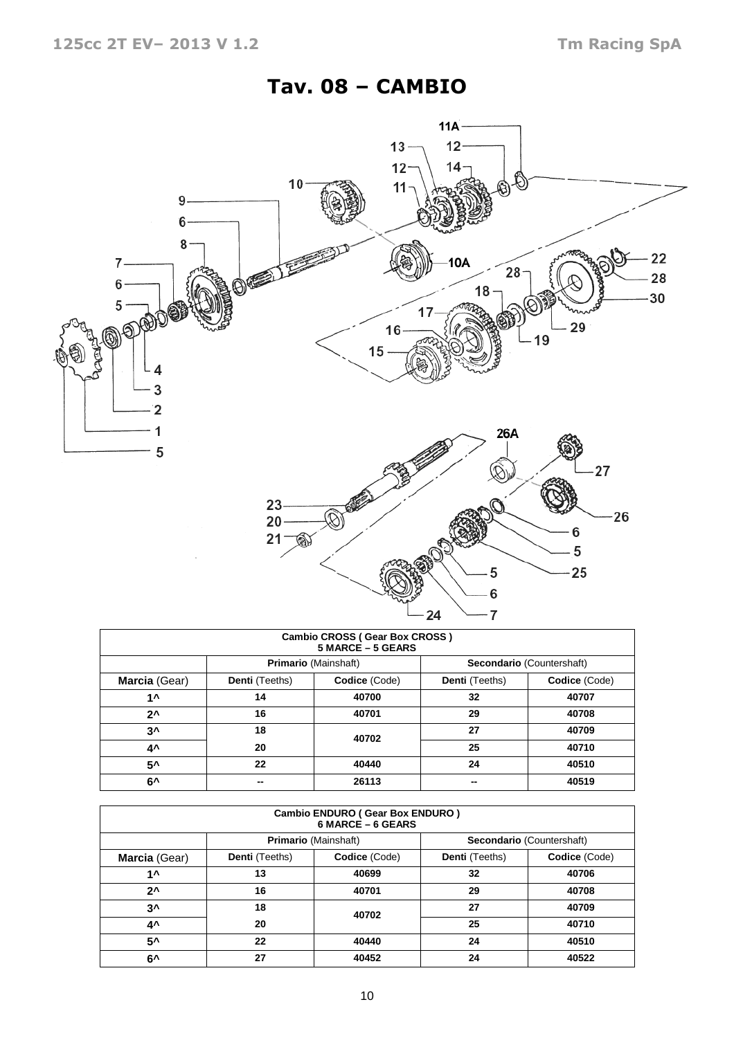# Tav. 08 – CAMBIO

| Cambio CROSS ( Gear Box CROSS ) 5 MARCE – 5 GEARS | | | | |
|---|---|---|---|---|
| | **Primario** (Mainshaft) | | **Secondario** (Countershaft) | |
| **Marcia** (Gear) | **Denti** (Teeths) | **Codice** (Code) | **Denti** (Teeths) | **Codice** (Code) |
| 1^ | 14 | 40700 | 32 | 40707 |
| 2^ | 16 | 40701 | 29 | 40708 |
| 3^ | 18 | 40702 | 27 | 40709 |
| 4^ | 20 | | 25 | 40710 |
| 5^ | 22 | 40440 | 24 | 40510 |
| 6^ | -- | 26113 | -- | 40519 |

| Cambio ENDURO ( Gear Box ENDURO ) 6 MARCE – 6 GEARS | | | | |
|---|---|---|---|---|
| | **Primario** (Mainshaft) | | **Secondario** (Countershaft) | |
| **Marcia** (Gear) | **Denti** (Teeths) | **Codice** (Code) | **Denti** (Teeths) | **Codice** (Code) |
| 1^ | 13 | 40699 | 32 | 40706 |
| 2^ | 16 | 40701 | 29 | 40708 |
| 3^ | 18 | 40702 | 27 | 40709 |
| 4^ | 20 | | 25 | 40710 |
| 5^ | 22 | 40440 | 24 | 40510 |
| 6^ | 27 | 40452 | 24 | 40522 |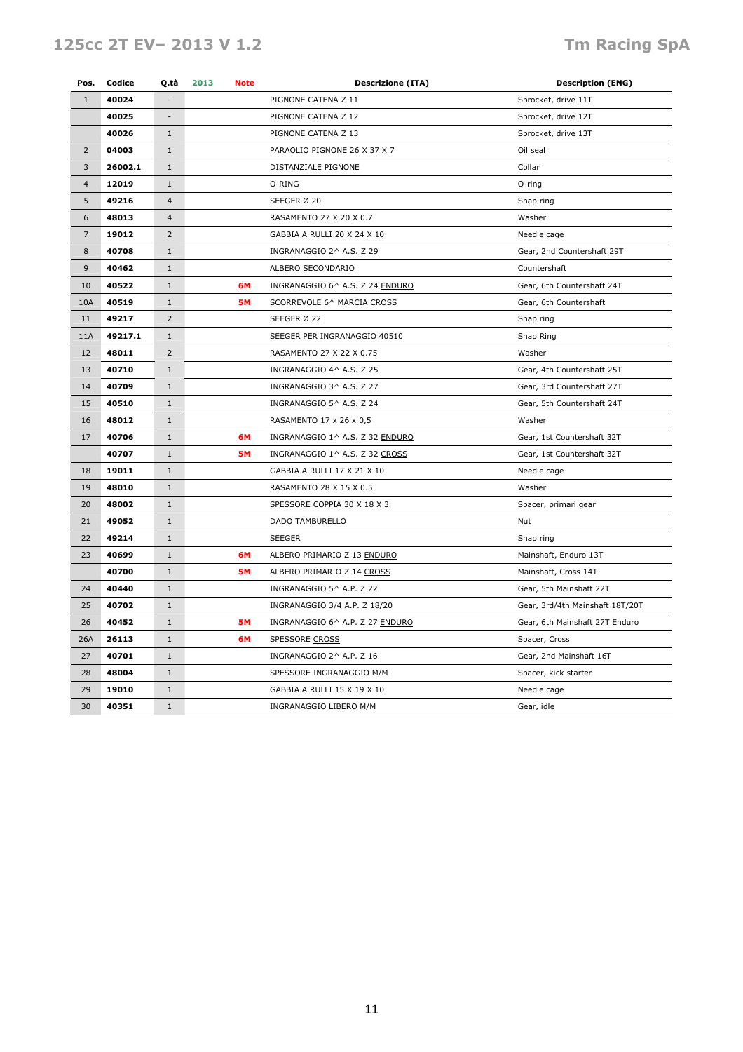| Pos. | Codice | Q.tà | 2013 | Note | Descrizione (ITA) | Description (ENG) |
|---|---|---|---|---|---|---|
| 1 | **40024** | - | | | PIGNONE CATENA Z 11 | Sprocket, drive 11T |
| | **40025** | - | | | PIGNONE CATENA Z 12 | Sprocket, drive 12T |
| | **40026** | 1 | | | PIGNONE CATENA Z 13 | Sprocket, drive 13T |
| 2 | **04003** | 1 | | | PARAOLIO PIGNONE 26 X 37 X 7 | Oil seal |
| 3 | **26002.1** | 1 | | | DISTANZIALE PIGNONE | Collar |
| 4 | **12019** | 1 | | | O-RING | O-ring |
| 5 | **49216** | 4 | | | SEEGER Ø 20 | Snap ring |
| 6 | **48013** | 4 | | | RASAMENTO 27 X 20 X 0.7 | Washer |
| 7 | **19012** | 2 | | | GABBIA A RULLI 20 X 24 X 10 | Needle cage |
| 8 | **40708** | 1 | | | INGRANAGGIO 2^ A.S. Z 29 | Gear, 2nd Countershaft 29T |
| 9 | **40462** | 1 | | | ALBERO SECONDARIO | Countershaft |
| 10 | **40522** | 1 | | **6M** | INGRANAGGIO 6^ A.S. Z 24 ENDURO | Gear, 6th Countershaft 24T |
| 10A | **40519** | 1 | | **5M** | SCORREVOLE 6^ MARCIA CROSS | Gear, 6th Countershaft |
| 11 | **49217** | 2 | | | SEEGER Ø 22 | Snap ring |
| 11A | **49217.1** | 1 | | | SEEGER PER INGRANAGGIO 40510 | Snap Ring |
| 12 | **48011** | 2 | | | RASAMENTO 27 X 22 X 0.75 | Washer |
| 13 | **40710** | 1 | | | INGRANAGGIO 4^ A.S. Z 25 | Gear, 4th Countershaft 25T |
| 14 | **40709** | 1 | | | INGRANAGGIO 3^ A.S. Z 27 | Gear, 3rd Countershaft 27T |
| 15 | **40510** | 1 | | | INGRANAGGIO 5^ A.S. Z 24 | Gear, 5th Countershaft 24T |
| 16 | **48012** | 1 | | | RASAMENTO 17 x 26 x 0,5 | Washer |
| 17 | **40706** | 1 | | **6M** | INGRANAGGIO 1^ A.S. Z 32 ENDURO | Gear, 1st Countershaft 32T |
| | **40707** | 1 | | **5M** | INGRANAGGIO 1^ A.S. Z 32 CROSS | Gear, 1st Countershaft 32T |
| 18 | **19011** | 1 | | | GABBIA A RULLI 17 X 21 X 10 | Needle cage |
| 19 | **48010** | 1 | | | RASAMENTO 28 X 15 X 0.5 | Washer |
| 20 | **48002** | 1 | | | SPESSORE COPPIA 30 X 18 X 3 | Spacer, primari gear |
| 21 | **49052** | 1 | | | DADO TAMBURELLO | Nut |
| 22 | **49214** | 1 | | | SEEGER | Snap ring |
| 23 | **40699** | 1 | | **6M** | ALBERO PRIMARIO Z 13 ENDURO | Mainshaft, Enduro 13T |
| | **40700** | 1 | | **5M** | ALBERO PRIMARIO Z 14 CROSS | Mainshaft, Cross 14T |
| 24 | **40440** | 1 | | | INGRANAGGIO 5^ A.P. Z 22 | Gear, 5th Mainshaft 22T |
| 25 | **40702** | 1 | | | INGRANAGGIO 3/4 A.P. Z 18/20 | Gear, 3rd/4th Mainshaft 18T/20T |
| 26 | **40452** | 1 | | **5M** | INGRANAGGIO 6^ A.P. Z 27 ENDURO | Gear, 6th Mainshaft 27T Enduro |
| 26A | **26113** | 1 | | **6M** | SPESSORE CROSS | Spacer, Cross |
| 27 | **40701** | 1 | | | INGRANAGGIO 2^ A.P. Z 16 | Gear, 2nd Mainshaft 16T |
| 28 | **48004** | 1 | | | SPESSORE INGRANAGGIO M/M | Spacer, kick starter |
| 29 | **19010** | 1 | | | GABBIA A RULLI 15 X 19 X 10 | Needle cage |
| 30 | **40351** | 1 | | | INGRANAGGIO LIBERO M/M | Gear, idle |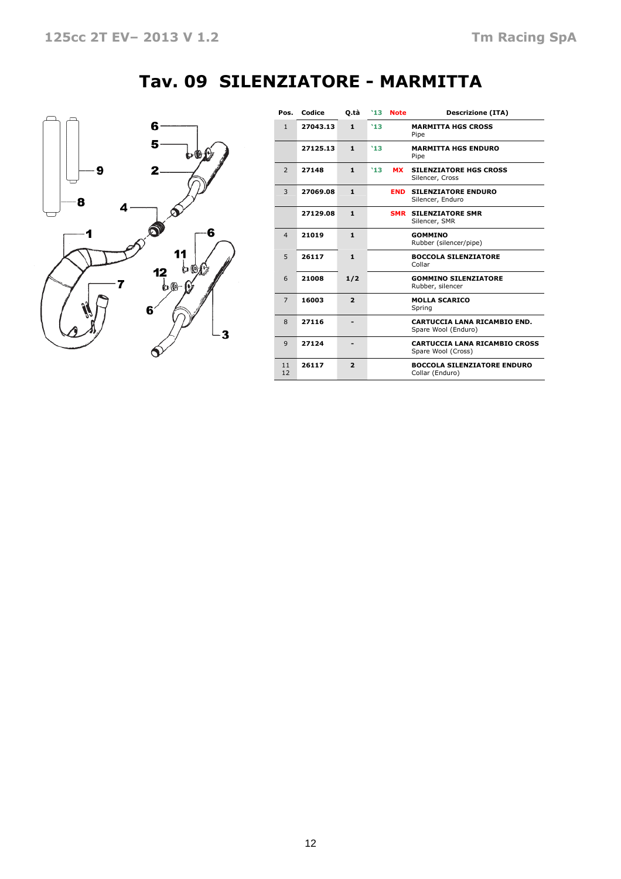# Tav. 09 SILENZIATORE - MARMITTA

| Pos. | Codice | Q.tà | '13 | Note | Descrizione (ITA) |
|---|---|---|---|---|---|
| 1 | 27043.13 | 1 | '13 | | **MARMITTA HGS CROSS**<br>Pipe |
| | 27125.13 | 1 | '13 | | **MARMITTA HGS ENDURO**<br>Pipe |
| 2 | 27148 | 1 | '13 | MX | **SILENZIATORE HGS CROSS**<br>Silencer, Cross |
| 3 | 27069.08 | 1 | | END | **SILENZIATORE ENDURO**<br>Silencer, Enduro |
| | 27129.08 | 1 | | SMR | **SILENZIATORE SMR**<br>Silencer, SMR |
| 4 | 21019 | 1 | | | **GOMMINO**<br>Rubber (silencer/pipe) |
| 5 | 26117 | 1 | | | **BOCCOLA SILENZIATORE**<br>Collar |
| 6 | 21008 | 1/2 | | | **GOMMINO SILENZIATORE**<br>Rubber, silencer |
| 7 | 16003 | 2 | | | **MOLLA SCARICO**<br>Spring |
| 8 | 27116 | - | | | **CARTUCCIA LANA RICAMBIO END.**<br>Spare Wool (Enduro) |
| 9 | 27124 | - | | | **CARTUCCIA LANA RICAMBIO CROSS**<br>Spare Wool (Cross) |
| 11<br>12 | 26117 | 2 | | | **BOCCOLA SILENZIATORE ENDURO**<br>Collar (Enduro) |